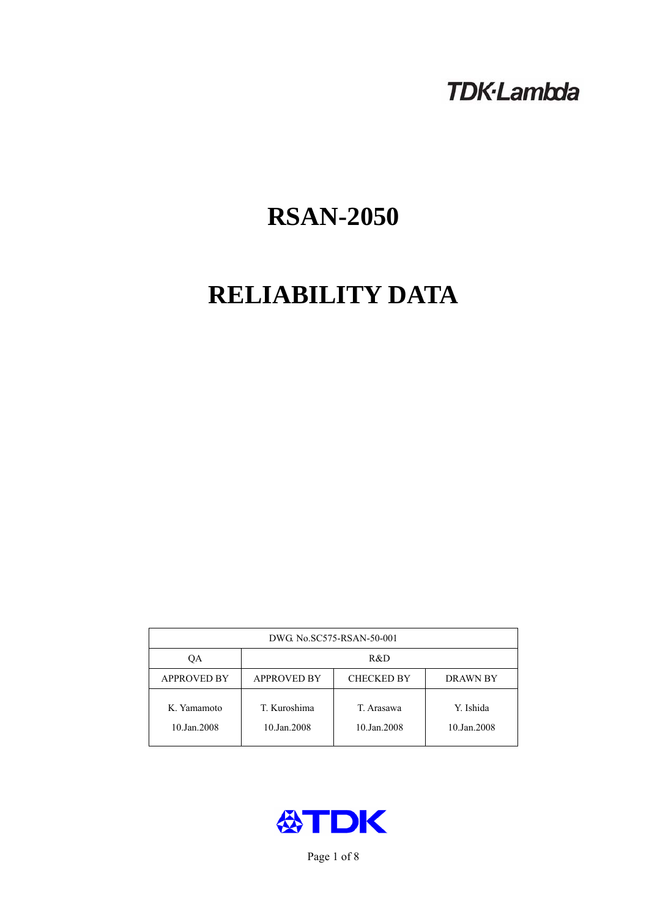TDK·Lambda

# RSAN-2050

# RELIABILITY DATA

| DWG. No.SC575-RSAN-50-001 | | | |
|---|---|---|---|
| QA | R&D | | |
| APPROVED BY | APPROVED BY | CHECKED BY | DRAWN BY |
| K. Yamamoto<br>10.Jan.2008 | T. Kuroshima<br>10.Jan.2008 | T. Arasawa<br>10.Jan.2008 | Y. Ishida<br>10.Jan.2008 |

TDK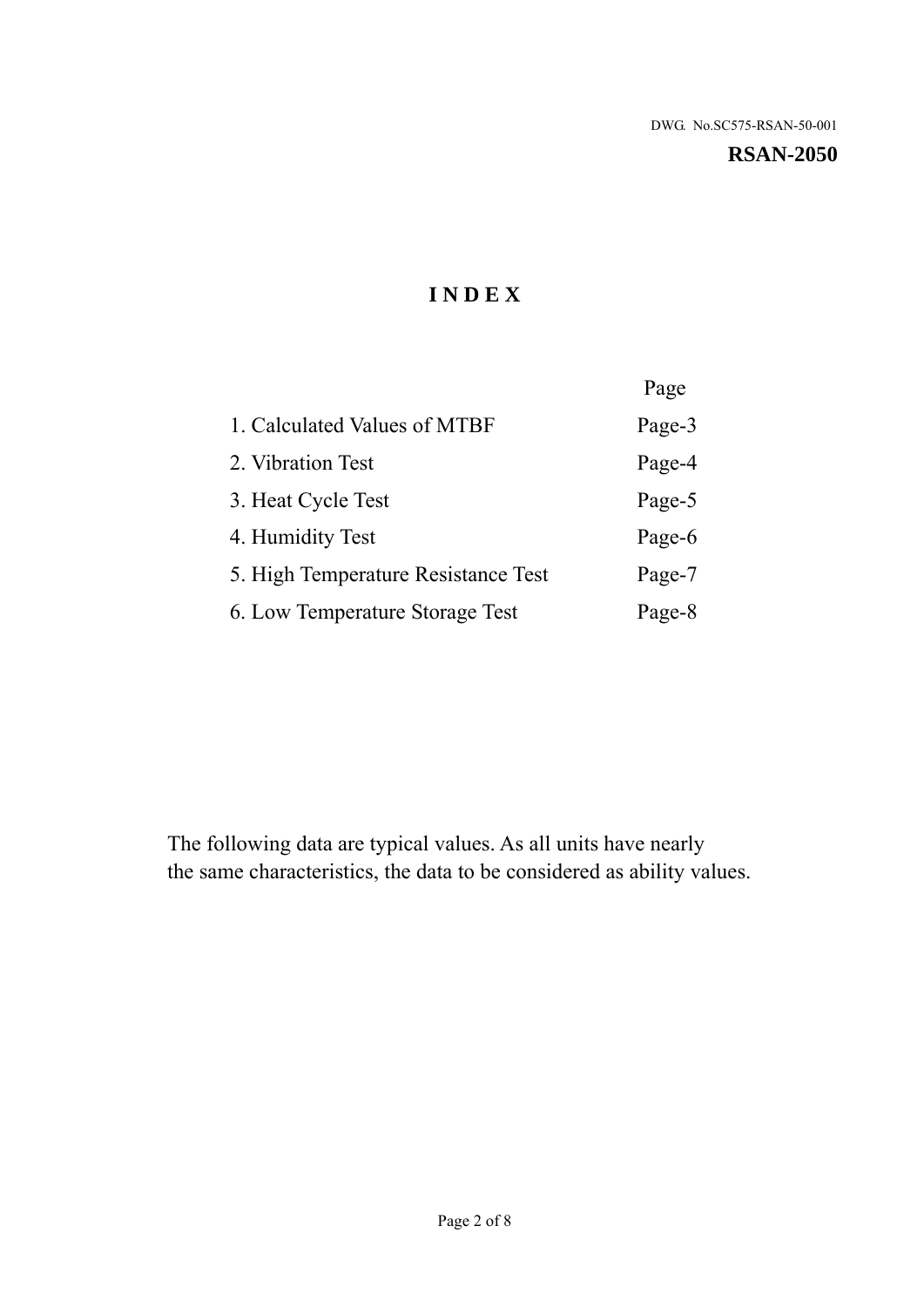DWG. No.SC575-RSAN-50-001

**RSAN-2050**

# INDEX

| | Page |
|---|---|
| 1. Calculated Values of MTBF | Page-3 |
| 2. Vibration Test | Page-4 |
| 3. Heat Cycle Test | Page-5 |
| 4. Humidity Test | Page-6 |
| 5. High Temperature Resistance Test | Page-7 |
| 6. Low Temperature Storage Test | Page-8 |

The following data are typical values. As all units have nearly the same characteristics, the data to be considered as ability values.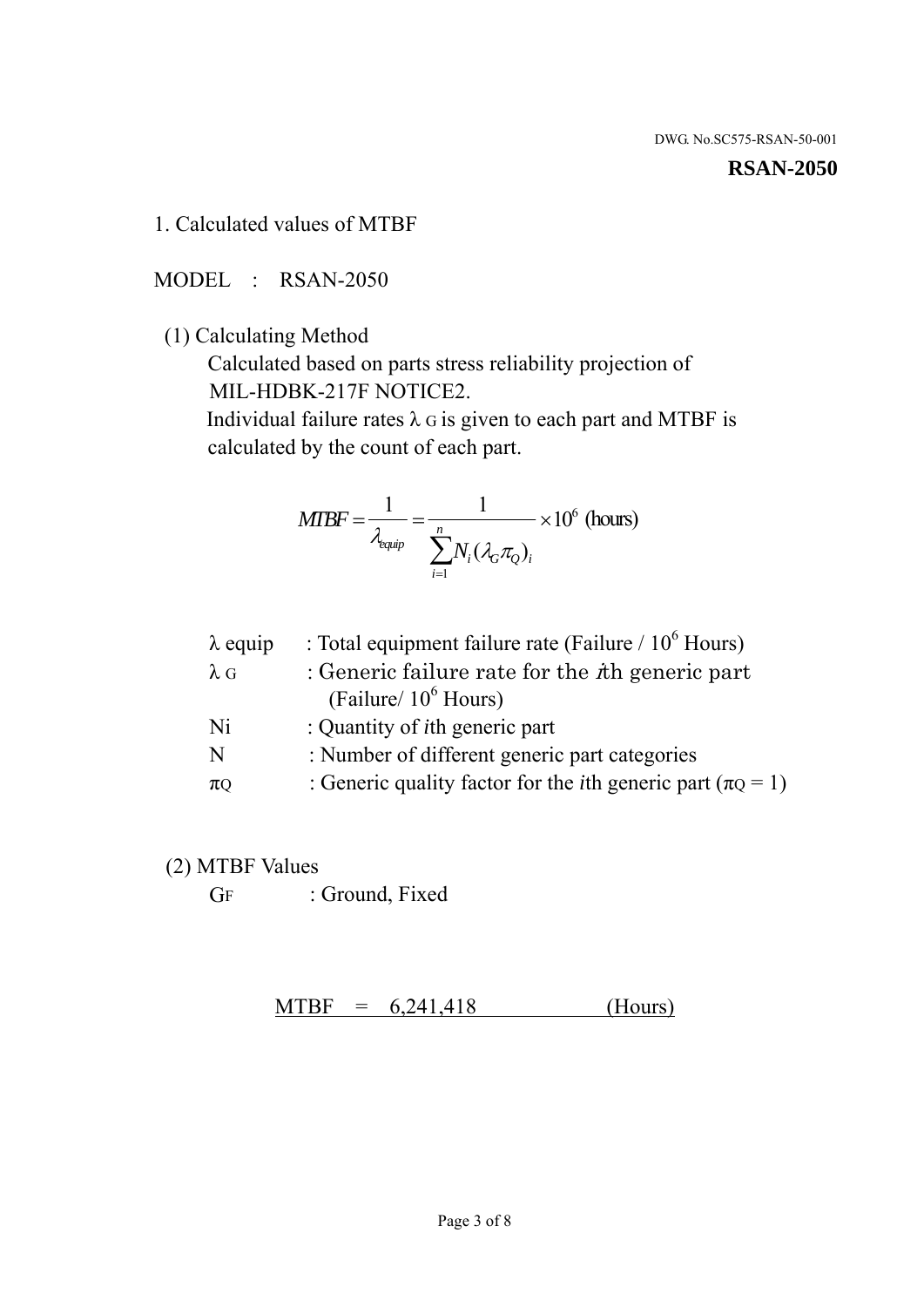DWG. No.SC575-RSAN-50-001

**RSAN-2050**

## 1. Calculated values of MTBF

MODEL : RSAN-2050

(1) Calculating Method

Calculated based on parts stress reliability projection of MIL-HDBK-217F NOTICE2.

Individual failure rates $\lambda_G$ is given to each part and MTBF is calculated by the count of each part.

$$MTBF = \frac{1}{\lambda_{equip}} = \frac{1}{\sum_{i=1}^{n} N_i (\lambda_G \pi_Q)_i} \times 10^6 \text{ (hours)}$$

| | |
|---|---|
| $\lambda$ equip | : Total equipment failure rate (Failure / $10^6$ Hours) |
| $\lambda_G$ | : Generic failure rate for the $i$th generic part (Failure/ $10^6$ Hours) |
| Ni | : Quantity of $i$th generic part |
| N | : Number of different generic part categories |
| $\pi_Q$ | : Generic quality factor for the $i$th generic part ($\pi_Q = 1$) |

(2) MTBF Values

$G_F$ : Ground, Fixed

MTBF = 6,241,418 (Hours)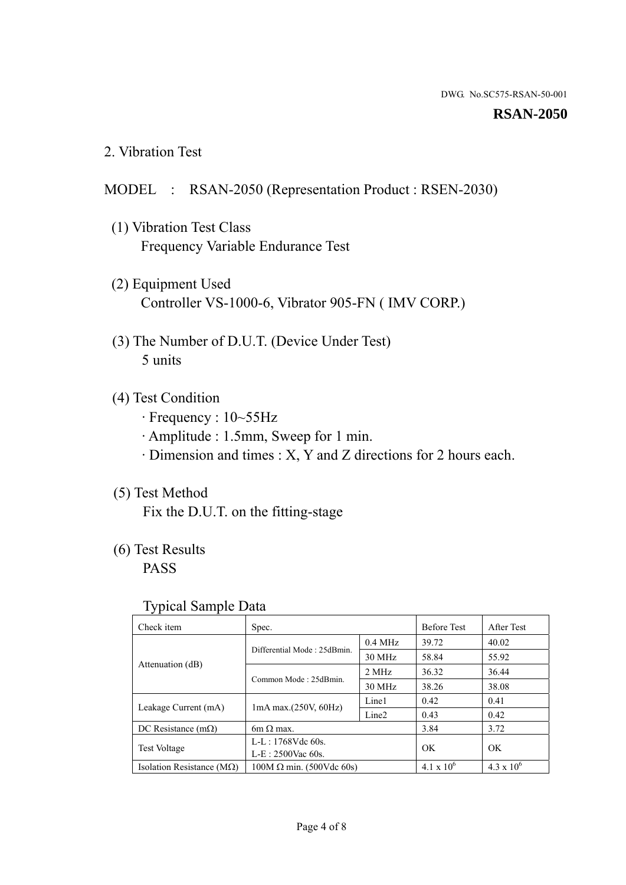DWG. No.SC575-RSAN-50-001

**RSAN-2050**

## 2. Vibration Test

MODEL : RSAN-2050 (Representation Product : RSEN-2030)

(1) Vibration Test Class
Frequency Variable Endurance Test

(2) Equipment Used
Controller VS-1000-6, Vibrator 905-FN ( IMV CORP.)

(3) The Number of D.U.T. (Device Under Test)
5 units

(4) Test Condition
· Frequency : 10~55Hz
· Amplitude : 1.5mm, Sweep for 1 min.
· Dimension and times : X, Y and Z directions for 2 hours each.

(5) Test Method
Fix the D.U.T. on the fitting-stage

(6) Test Results
PASS

Typical Sample Data

| Check item | Spec. | | Before Test | After Test |
|---|---|---|---|---|
| Attenuation (dB) | Differential Mode : 25dBmin. | 0.4 MHz | 39.72 | 40.02 |
| | | 30 MHz | 58.84 | 55.92 |
| | Common Mode : 25dBmin. | 2 MHz | 36.32 | 36.44 |
| | | 30 MHz | 38.26 | 38.08 |
| Leakage Current (mA) | 1mA max.(250V, 60Hz) | Line1 | 0.42 | 0.41 |
| | | Line2 | 0.43 | 0.42 |
| DC Resistance (mΩ) | 6m Ω max. | | 3.84 | 3.72 |
| Test Voltage | L-L : 1768Vdc 60s.<br>L-E : 2500Vac 60s. | | OK | OK |
| Isolation Resistance (MΩ) | 100M Ω min. (500Vdc 60s) | | $4.1 \times 10^6$ | $4.3 \times 10^6$ |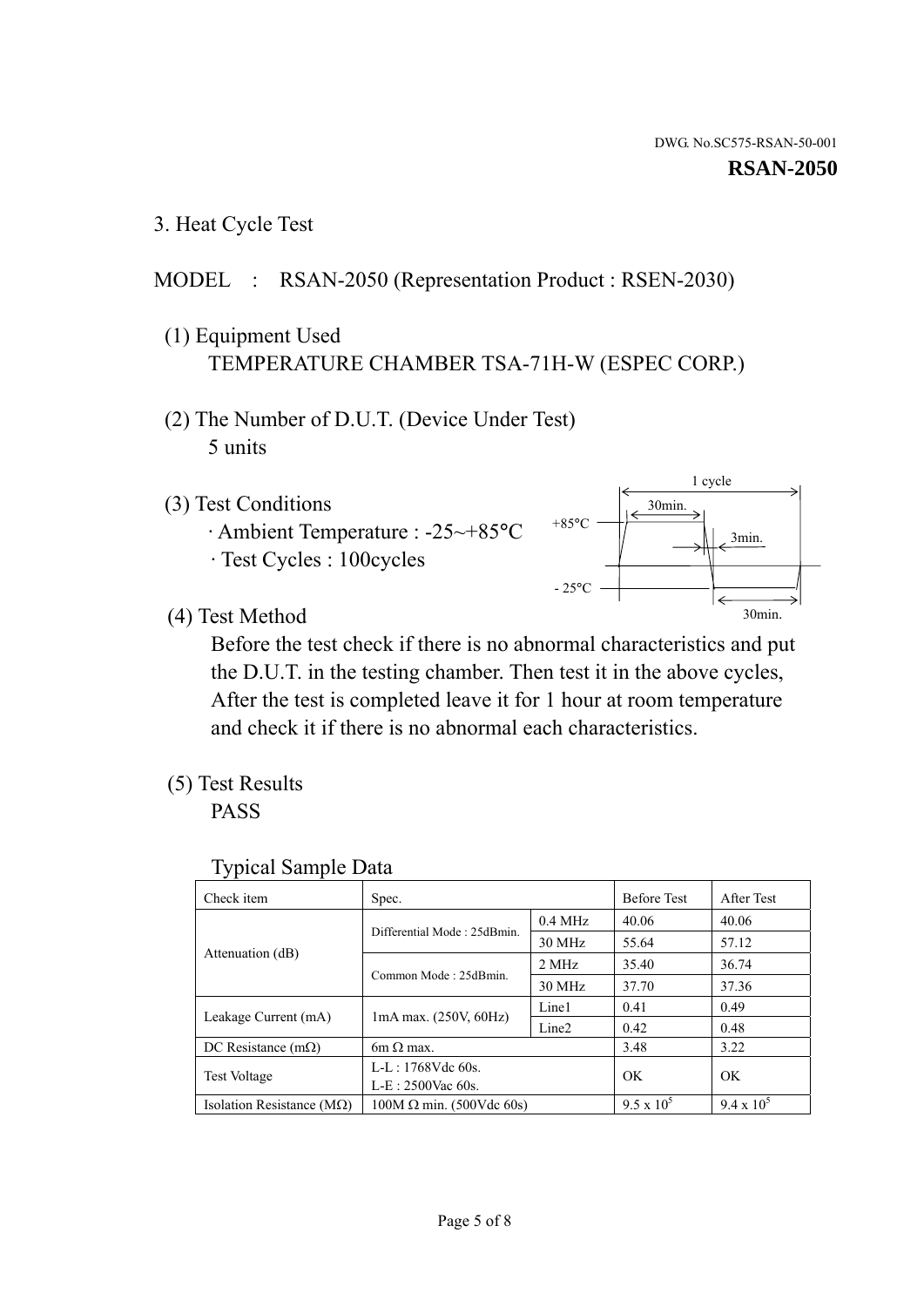DWG. No.SC575-RSAN-50-001

**RSAN-2050**

## 3. Heat Cycle Test

MODEL : RSAN-2050 (Representation Product : RSEN-2030)

(1) Equipment Used
TEMPERATURE CHAMBER TSA-71H-W (ESPEC CORP.)

(2) The Number of D.U.T. (Device Under Test)
5 units

(3) Test Conditions
· Ambient Temperature : -25~+85°C
· Test Cycles : 100cycles

1 cycle
30min.
+85°C
3min.
- 25°C
30min.

(4) Test Method
Before the test check if there is no abnormal characteristics and put the D.U.T. in the testing chamber. Then test it in the above cycles, After the test is completed leave it for 1 hour at room temperature and check it if there is no abnormal each characteristics.

(5) Test Results
PASS

Typical Sample Data

| Check item | Spec. | | Before Test | After Test |
|---|---|---|---|---|
| Attenuation (dB) | Differential Mode : 25dBmin. | 0.4 MHz | 40.06 | 40.06 |
| | | 30 MHz | 55.64 | 57.12 |
| | Common Mode : 25dBmin. | 2 MHz | 35.40 | 36.74 |
| | | 30 MHz | 37.70 | 37.36 |
| Leakage Current (mA) | 1mA max. (250V, 60Hz) | Line1 | 0.41 | 0.49 |
| | | Line2 | 0.42 | 0.48 |
| DC Resistance (mΩ) | 6m Ω max. | | 3.48 | 3.22 |
| Test Voltage | L-L : 1768Vdc 60s.<br>L-E : 2500Vac 60s. | | OK | OK |
| Isolation Resistance (MΩ) | 100M Ω min. (500Vdc 60s) | | $9.5 \times 10^5$ | $9.4 \times 10^5$ |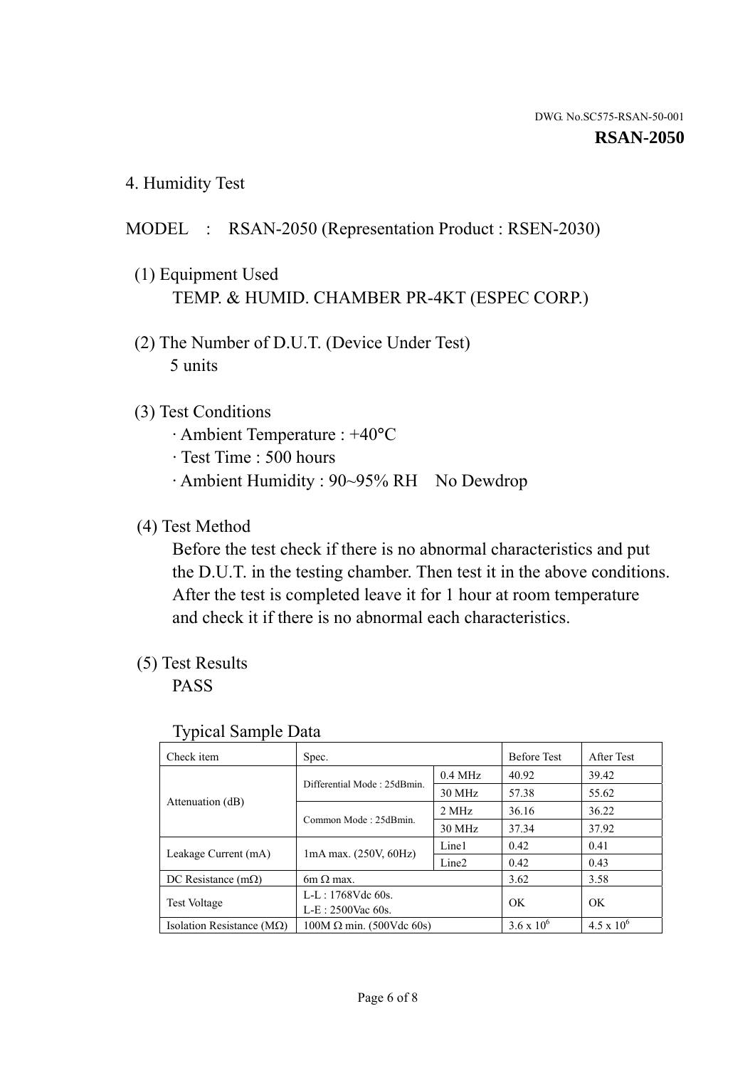DWG. No.SC575-RSAN-50-001

**RSAN-2050**

## 4. Humidity Test

MODEL : RSAN-2050 (Representation Product : RSEN-2030)

(1) Equipment Used
TEMP. & HUMID. CHAMBER PR-4KT (ESPEC CORP.)

(2) The Number of D.U.T. (Device Under Test)
5 units

(3) Test Conditions
· Ambient Temperature : +40°C
· Test Time : 500 hours
· Ambient Humidity : 90~95% RH No Dewdrop

(4) Test Method
Before the test check if there is no abnormal characteristics and put the D.U.T. in the testing chamber. Then test it in the above conditions. After the test is completed leave it for 1 hour at room temperature and check it if there is no abnormal each characteristics.

(5) Test Results
PASS

Typical Sample Data

| Check item | Spec. | | Before Test | After Test |
|---|---|---|---|---|
| Attenuation (dB) | Differential Mode : 25dBmin. | 0.4 MHz | 40.92 | 39.42 |
| | | 30 MHz | 57.38 | 55.62 |
| | Common Mode : 25dBmin. | 2 MHz | 36.16 | 36.22 |
| | | 30 MHz | 37.34 | 37.92 |
| Leakage Current (mA) | 1mA max. (250V, 60Hz) | Line1 | 0.42 | 0.41 |
| | | Line2 | 0.42 | 0.43 |
| DC Resistance (mΩ) | 6m Ω max. | | 3.62 | 3.58 |
| Test Voltage | L-L : 1768Vdc 60s.<br>L-E : 2500Vac 60s. | | OK | OK |
| Isolation Resistance (MΩ) | 100M Ω min. (500Vdc 60s) | | $3.6 \times 10^6$ | $4.5 \times 10^6$ |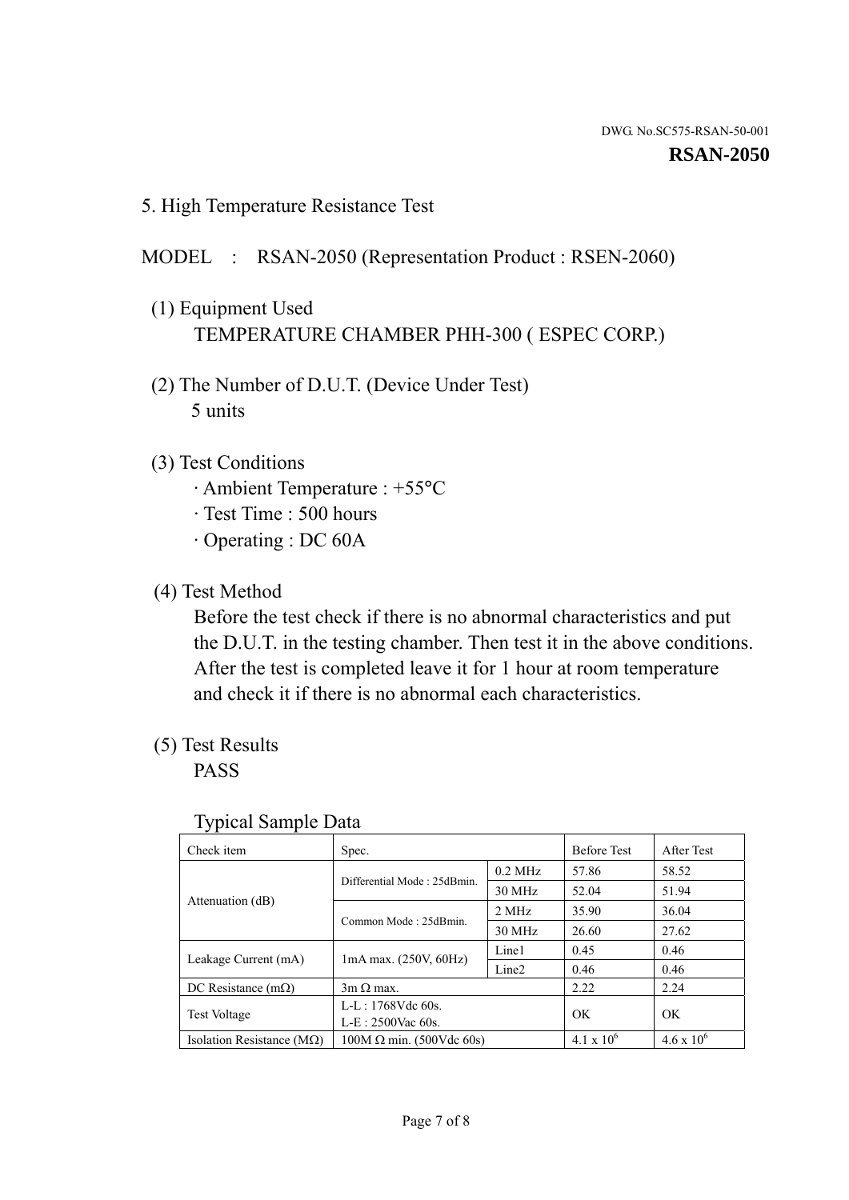DWG. No.SC575-RSAN-50-001

**RSAN-2050**

## 5. High Temperature Resistance Test

MODEL : RSAN-2050 (Representation Product : RSEN-2060)

(1) Equipment Used

TEMPERATURE CHAMBER PHH-300 ( ESPEC CORP.)

(2) The Number of D.U.T. (Device Under Test)

5 units

(3) Test Conditions

· Ambient Temperature : +55°C
· Test Time : 500 hours
· Operating : DC 60A

(4) Test Method

Before the test check if there is no abnormal characteristics and put the D.U.T. in the testing chamber. Then test it in the above conditions. After the test is completed leave it for 1 hour at room temperature and check it if there is no abnormal each characteristics.

(5) Test Results

PASS

Typical Sample Data

| Check item | Spec. | | Before Test | After Test |
|---|---|---|---|---|
| Attenuation (dB) | Differential Mode : 25dBmin. | 0.2 MHz | 57.86 | 58.52 |
| | | 30 MHz | 52.04 | 51.94 |
| | Common Mode : 25dBmin. | 2 MHz | 35.90 | 36.04 |
| | | 30 MHz | 26.60 | 27.62 |
| Leakage Current (mA) | 1mA max. (250V, 60Hz) | Line1 | 0.45 | 0.46 |
| | | Line2 | 0.46 | 0.46 |
| DC Resistance (mΩ) | 3m Ω max. | | 2.22 | 2.24 |
| Test Voltage | L-L : 1768Vdc 60s.<br>L-E : 2500Vac 60s. | | OK | OK |
| Isolation Resistance (MΩ) | 100M Ω min. (500Vdc 60s) | | $4.1 \times 10^6$ | $4.6 \times 10^6$ |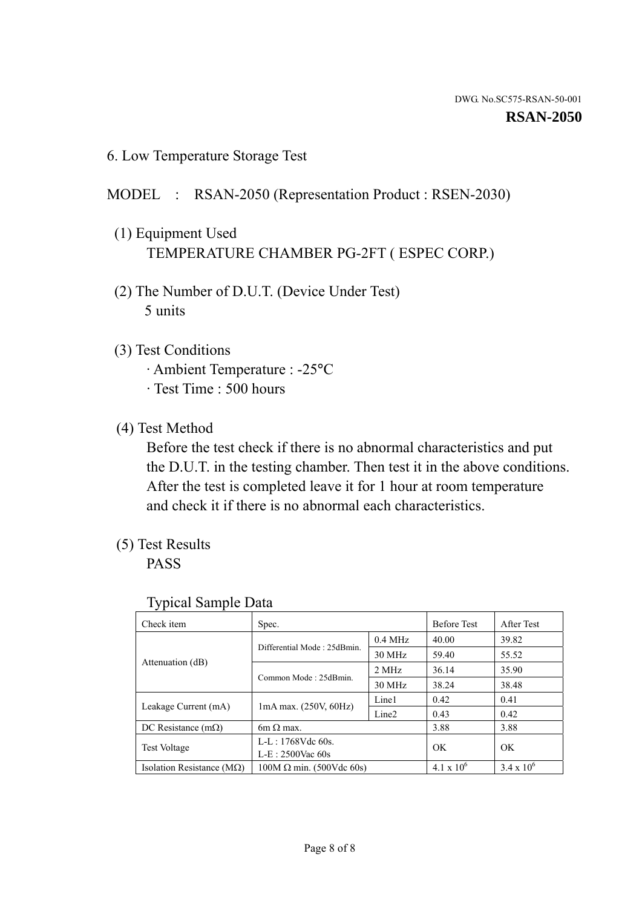DWG. No.SC575-RSAN-50-001

**RSAN-2050**

## 6. Low Temperature Storage Test

MODEL : RSAN-2050 (Representation Product : RSEN-2030)

(1) Equipment Used
TEMPERATURE CHAMBER PG-2FT ( ESPEC CORP.)

(2) The Number of D.U.T. (Device Under Test)
5 units

(3) Test Conditions
· Ambient Temperature : -25°C
· Test Time : 500 hours

(4) Test Method
Before the test check if there is no abnormal characteristics and put the D.U.T. in the testing chamber. Then test it in the above conditions. After the test is completed leave it for 1 hour at room temperature and check it if there is no abnormal each characteristics.

(5) Test Results
PASS

Typical Sample Data

| Check item | Spec. | | Before Test | After Test |
|---|---|---|---|---|
| Attenuation (dB) | Differential Mode : 25dBmin. | 0.4 MHz | 40.00 | 39.82 |
| | | 30 MHz | 59.40 | 55.52 |
| | Common Mode : 25dBmin. | 2 MHz | 36.14 | 35.90 |
| | | 30 MHz | 38.24 | 38.48 |
| Leakage Current (mA) | 1mA max. (250V, 60Hz) | Line1 | 0.42 | 0.41 |
| | | Line2 | 0.43 | 0.42 |
| DC Resistance (mΩ) | 6m Ω max. | | 3.88 | 3.88 |
| Test Voltage | L-L : 1768Vdc 60s.<br>L-E : 2500Vac 60s | | OK | OK |
| Isolation Resistance (MΩ) | 100M Ω min. (500Vdc 60s) | | $4.1 \times 10^6$ | $3.4 \times 10^6$ |